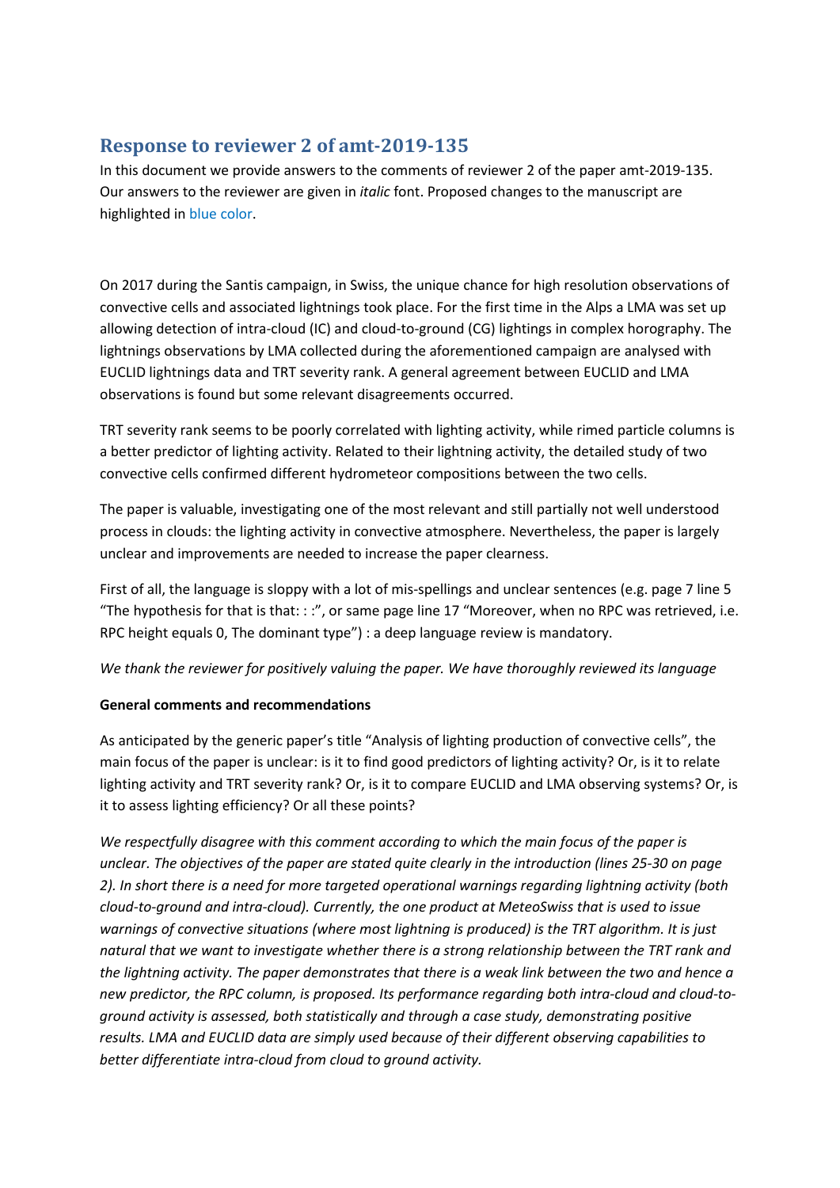## Response to reviewer 2 of amt-2019-135

In this document we provide answers to the comments of reviewer 2 of the paper amt-2019-135. Our answers to the reviewer are given in *italic* font. Proposed changes to the manuscript are highlighted in blue color.

On 2017 during the Santis campaign, in Swiss, the unique chance for high resolution observations of convective cells and associated lightnings took place. For the first time in the Alps a LMA was set up allowing detection of intra-cloud (IC) and cloud-to-ground (CG) lightings in complex horography. The lightnings observations by LMA collected during the aforementioned campaign are analysed with EUCLID lightnings data and TRT severity rank. A general agreement between EUCLID and LMA observations is found but some relevant disagreements occurred.

TRT severity rank seems to be poorly correlated with lighting activity, while rimed particle columns is a better predictor of lighting activity. Related to their lightning activity, the detailed study of two convective cells confirmed different hydrometeor compositions between the two cells.

The paper is valuable, investigating one of the most relevant and still partially not well understood process in clouds: the lighting activity in convective atmosphere. Nevertheless, the paper is largely unclear and improvements are needed to increase the paper clearness.

First of all, the language is sloppy with a lot of mis-spellings and unclear sentences (e.g. page 7 line 5 "The hypothesis for that is that: : :", or same page line 17 "Moreover, when no RPC was retrieved, i.e. RPC height equals 0, The dominant type") : a deep language review is mandatory.

*We thank the reviewer for positively valuing the paper. We have thoroughly reviewed its language*

**General comments and recommendations**

As anticipated by the generic paper's title "Analysis of lighting production of convective cells", the main focus of the paper is unclear: is it to find good predictors of lighting activity? Or, is it to relate lighting activity and TRT severity rank? Or, is it to compare EUCLID and LMA observing systems? Or, is it to assess lighting efficiency? Or all these points?

*We respectfully disagree with this comment according to which the main focus of the paper is unclear. The objectives of the paper are stated quite clearly in the introduction (lines 25-30 on page 2). In short there is a need for more targeted operational warnings regarding lightning activity (both cloud-to-ground and intra-cloud). Currently, the one product at MeteoSwiss that is used to issue warnings of convective situations (where most lightning is produced) is the TRT algorithm. It is just natural that we want to investigate whether there is a strong relationship between the TRT rank and the lightning activity. The paper demonstrates that there is a weak link between the two and hence a new predictor, the RPC column, is proposed. Its performance regarding both intra-cloud and cloud-to-ground activity is assessed, both statistically and through a case study, demonstrating positive results. LMA and EUCLID data are simply used because of their different observing capabilities to better differentiate intra-cloud from cloud to ground activity.*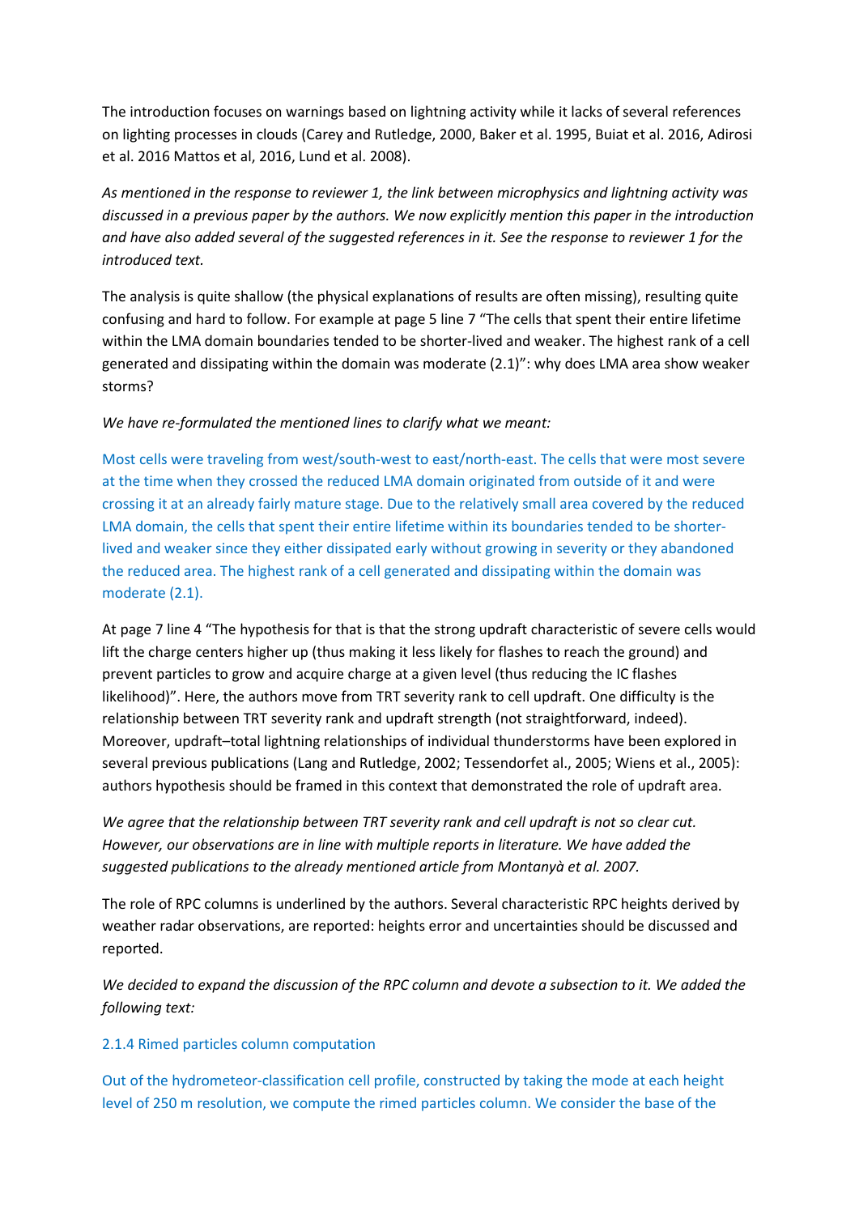The introduction focuses on warnings based on lightning activity while it lacks of several references on lighting processes in clouds (Carey and Rutledge, 2000, Baker et al. 1995, Buiat et al. 2016, Adirosi et al. 2016 Mattos et al, 2016, Lund et al. 2008).

*As mentioned in the response to reviewer 1, the link between microphysics and lightning activity was discussed in a previous paper by the authors. We now explicitly mention this paper in the introduction and have also added several of the suggested references in it. See the response to reviewer 1 for the introduced text.*

The analysis is quite shallow (the physical explanations of results are often missing), resulting quite confusing and hard to follow. For example at page 5 line 7 "The cells that spent their entire lifetime within the LMA domain boundaries tended to be shorter-lived and weaker. The highest rank of a cell generated and dissipating within the domain was moderate (2.1)": why does LMA area show weaker storms?

*We have re-formulated the mentioned lines to clarify what we meant:*

Most cells were traveling from west/south-west to east/north-east. The cells that were most severe at the time when they crossed the reduced LMA domain originated from outside of it and were crossing it at an already fairly mature stage. Due to the relatively small area covered by the reduced LMA domain, the cells that spent their entire lifetime within its boundaries tended to be shorter-lived and weaker since they either dissipated early without growing in severity or they abandoned the reduced area. The highest rank of a cell generated and dissipating within the domain was moderate (2.1).

At page 7 line 4 "The hypothesis for that is that the strong updraft characteristic of severe cells would lift the charge centers higher up (thus making it less likely for flashes to reach the ground) and prevent particles to grow and acquire charge at a given level (thus reducing the IC flashes likelihood)". Here, the authors move from TRT severity rank to cell updraft. One difficulty is the relationship between TRT severity rank and updraft strength (not straightforward, indeed). Moreover, updraft–total lightning relationships of individual thunderstorms have been explored in several previous publications (Lang and Rutledge, 2002; Tessendorfet al., 2005; Wiens et al., 2005): authors hypothesis should be framed in this context that demonstrated the role of updraft area.

*We agree that the relationship between TRT severity rank and cell updraft is not so clear cut. However, our observations are in line with multiple reports in literature. We have added the suggested publications to the already mentioned article from Montanyà et al. 2007.*

The role of RPC columns is underlined by the authors. Several characteristic RPC heights derived by weather radar observations, are reported: heights error and uncertainties should be discussed and reported.

*We decided to expand the discussion of the RPC column and devote a subsection to it. We added the following text:*

### 2.1.4 Rimed particles column computation

Out of the hydrometeor-classification cell profile, constructed by taking the mode at each height level of 250 m resolution, we compute the rimed particles column. We consider the base of the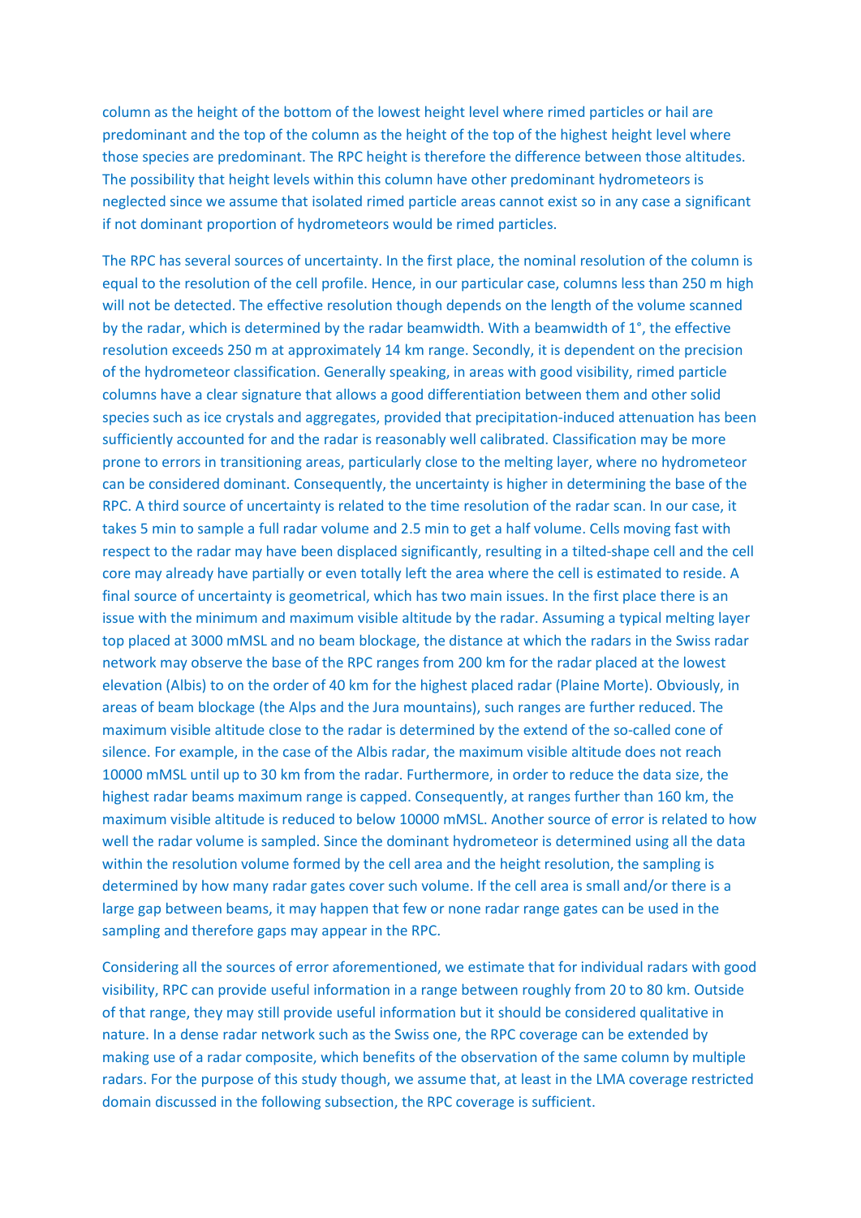column as the height of the bottom of the lowest height level where rimed particles or hail are predominant and the top of the column as the height of the top of the highest height level where those species are predominant. The RPC height is therefore the difference between those altitudes. The possibility that height levels within this column have other predominant hydrometeors is neglected since we assume that isolated rimed particle areas cannot exist so in any case a significant if not dominant proportion of hydrometeors would be rimed particles.

The RPC has several sources of uncertainty. In the first place, the nominal resolution of the column is equal to the resolution of the cell profile. Hence, in our particular case, columns less than 250 m high will not be detected. The effective resolution though depends on the length of the volume scanned by the radar, which is determined by the radar beamwidth. With a beamwidth of 1°, the effective resolution exceeds 250 m at approximately 14 km range. Secondly, it is dependent on the precision of the hydrometeor classification. Generally speaking, in areas with good visibility, rimed particle columns have a clear signature that allows a good differentiation between them and other solid species such as ice crystals and aggregates, provided that precipitation-induced attenuation has been sufficiently accounted for and the radar is reasonably well calibrated. Classification may be more prone to errors in transitioning areas, particularly close to the melting layer, where no hydrometeor can be considered dominant. Consequently, the uncertainty is higher in determining the base of the RPC. A third source of uncertainty is related to the time resolution of the radar scan. In our case, it takes 5 min to sample a full radar volume and 2.5 min to get a half volume. Cells moving fast with respect to the radar may have been displaced significantly, resulting in a tilted-shape cell and the cell core may already have partially or even totally left the area where the cell is estimated to reside. A final source of uncertainty is geometrical, which has two main issues. In the first place there is an issue with the minimum and maximum visible altitude by the radar. Assuming a typical melting layer top placed at 3000 mMSL and no beam blockage, the distance at which the radars in the Swiss radar network may observe the base of the RPC ranges from 200 km for the radar placed at the lowest elevation (Albis) to on the order of 40 km for the highest placed radar (Plaine Morte). Obviously, in areas of beam blockage (the Alps and the Jura mountains), such ranges are further reduced. The maximum visible altitude close to the radar is determined by the extend of the so-called cone of silence. For example, in the case of the Albis radar, the maximum visible altitude does not reach 10000 mMSL until up to 30 km from the radar. Furthermore, in order to reduce the data size, the highest radar beams maximum range is capped. Consequently, at ranges further than 160 km, the maximum visible altitude is reduced to below 10000 mMSL. Another source of error is related to how well the radar volume is sampled. Since the dominant hydrometeor is determined using all the data within the resolution volume formed by the cell area and the height resolution, the sampling is determined by how many radar gates cover such volume. If the cell area is small and/or there is a large gap between beams, it may happen that few or none radar range gates can be used in the sampling and therefore gaps may appear in the RPC.

Considering all the sources of error aforementioned, we estimate that for individual radars with good visibility, RPC can provide useful information in a range between roughly from 20 to 80 km. Outside of that range, they may still provide useful information but it should be considered qualitative in nature. In a dense radar network such as the Swiss one, the RPC coverage can be extended by making use of a radar composite, which benefits of the observation of the same column by multiple radars. For the purpose of this study though, we assume that, at least in the LMA coverage restricted domain discussed in the following subsection, the RPC coverage is sufficient.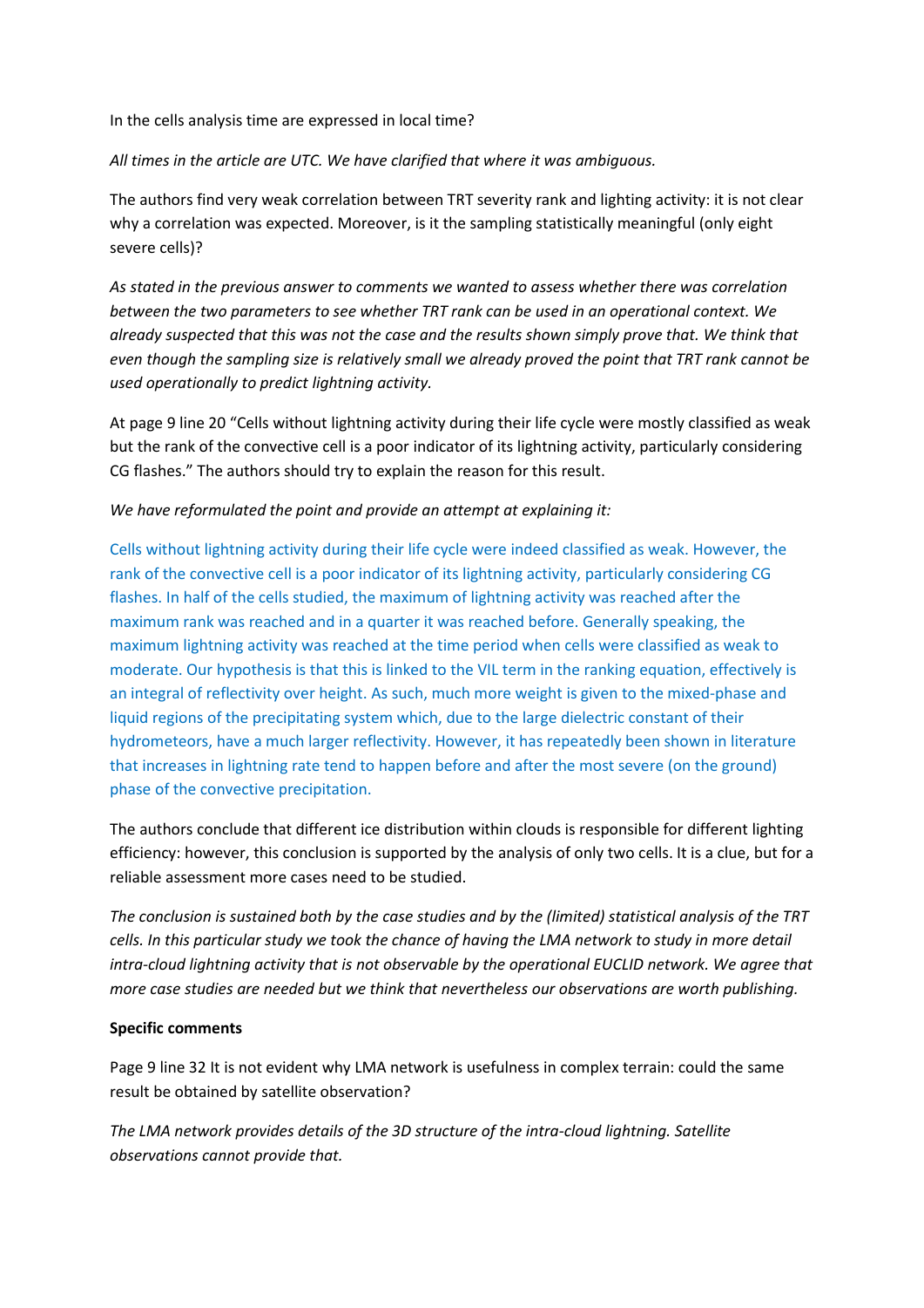In the cells analysis time are expressed in local time?

*All times in the article are UTC. We have clarified that where it was ambiguous.*

The authors find very weak correlation between TRT severity rank and lighting activity: it is not clear why a correlation was expected. Moreover, is it the sampling statistically meaningful (only eight severe cells)?

*As stated in the previous answer to comments we wanted to assess whether there was correlation between the two parameters to see whether TRT rank can be used in an operational context. We already suspected that this was not the case and the results shown simply prove that. We think that even though the sampling size is relatively small we already proved the point that TRT rank cannot be used operationally to predict lightning activity.*

At page 9 line 20 "Cells without lightning activity during their life cycle were mostly classified as weak but the rank of the convective cell is a poor indicator of its lightning activity, particularly considering CG flashes." The authors should try to explain the reason for this result.

*We have reformulated the point and provide an attempt at explaining it:*

Cells without lightning activity during their life cycle were indeed classified as weak. However, the rank of the convective cell is a poor indicator of its lightning activity, particularly considering CG flashes. In half of the cells studied, the maximum of lightning activity was reached after the maximum rank was reached and in a quarter it was reached before. Generally speaking, the maximum lightning activity was reached at the time period when cells were classified as weak to moderate. Our hypothesis is that this is linked to the VIL term in the ranking equation, effectively is an integral of reflectivity over height. As such, much more weight is given to the mixed-phase and liquid regions of the precipitating system which, due to the large dielectric constant of their hydrometeors, have a much larger reflectivity. However, it has repeatedly been shown in literature that increases in lightning rate tend to happen before and after the most severe (on the ground) phase of the convective precipitation.

The authors conclude that different ice distribution within clouds is responsible for different lighting efficiency: however, this conclusion is supported by the analysis of only two cells. It is a clue, but for a reliable assessment more cases need to be studied.

*The conclusion is sustained both by the case studies and by the (limited) statistical analysis of the TRT cells. In this particular study we took the chance of having the LMA network to study in more detail intra-cloud lightning activity that is not observable by the operational EUCLID network. We agree that more case studies are needed but we think that nevertheless our observations are worth publishing.*

**Specific comments**

Page 9 line 32 It is not evident why LMA network is usefulness in complex terrain: could the same result be obtained by satellite observation?

*The LMA network provides details of the 3D structure of the intra-cloud lightning. Satellite observations cannot provide that.*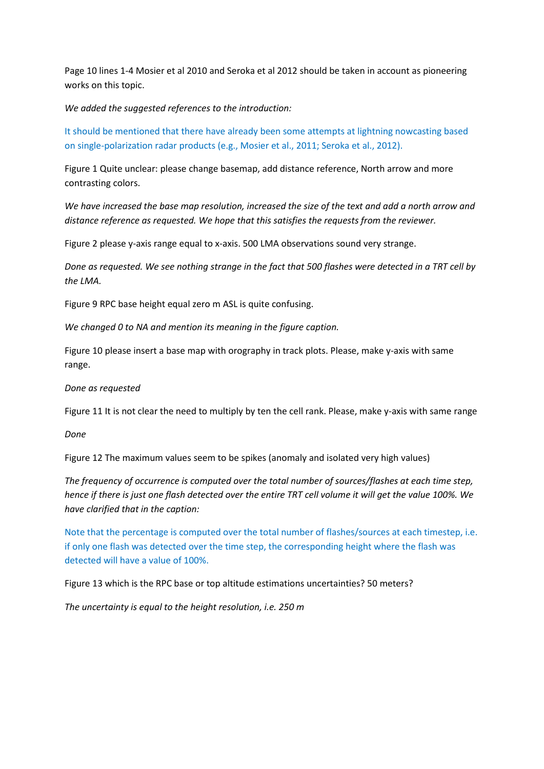Page 10 lines 1-4 Mosier et al 2010 and Seroka et al 2012 should be taken in account as pioneering works on this topic.

*We added the suggested references to the introduction:*

It should be mentioned that there have already been some attempts at lightning nowcasting based on single-polarization radar products (e.g., Mosier et al., 2011; Seroka et al., 2012).

Figure 1 Quite unclear: please change basemap, add distance reference, North arrow and more contrasting colors.

*We have increased the base map resolution, increased the size of the text and add a north arrow and distance reference as requested. We hope that this satisfies the requests from the reviewer.*

Figure 2 please y-axis range equal to x-axis. 500 LMA observations sound very strange.

*Done as requested. We see nothing strange in the fact that 500 flashes were detected in a TRT cell by the LMA.*

Figure 9 RPC base height equal zero m ASL is quite confusing.

*We changed 0 to NA and mention its meaning in the figure caption.*

Figure 10 please insert a base map with orography in track plots. Please, make y-axis with same range.

*Done as requested*

Figure 11 It is not clear the need to multiply by ten the cell rank. Please, make y-axis with same range

*Done*

Figure 12 The maximum values seem to be spikes (anomaly and isolated very high values)

*The frequency of occurrence is computed over the total number of sources/flashes at each time step, hence if there is just one flash detected over the entire TRT cell volume it will get the value 100%. We have clarified that in the caption:*

Note that the percentage is computed over the total number of flashes/sources at each timestep, i.e. if only one flash was detected over the time step, the corresponding height where the flash was detected will have a value of 100%.

Figure 13 which is the RPC base or top altitude estimations uncertainties? 50 meters?

*The uncertainty is equal to the height resolution, i.e. 250 m*